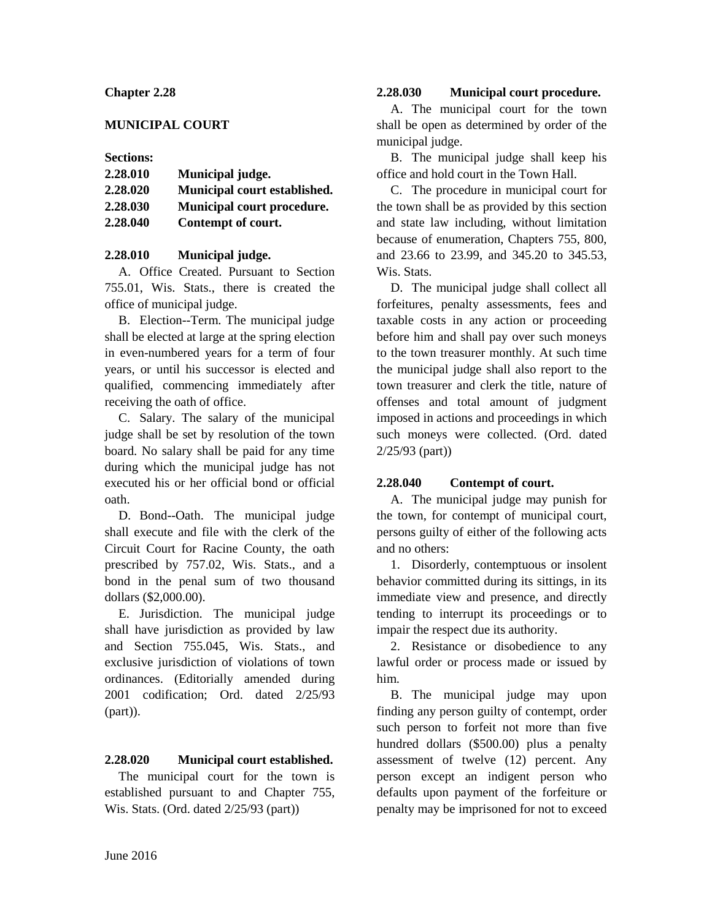# Chapter 2.28

# MUNICIPAL COURT

**Sections:**

| | |
|---|---|
| **2.28.010** | **Municipal judge.** |
| **2.28.020** | **Municipal court established.** |
| **2.28.030** | **Municipal court procedure.** |
| **2.28.040** | **Contempt of court.** |

## 2.28.010 Municipal judge.

A. Office Created. Pursuant to Section 755.01, Wis. Stats., there is created the office of municipal judge.

B. Election--Term. The municipal judge shall be elected at large at the spring election in even-numbered years for a term of four years, or until his successor is elected and qualified, commencing immediately after receiving the oath of office.

C. Salary. The salary of the municipal judge shall be set by resolution of the town board. No salary shall be paid for any time during which the municipal judge has not executed his or her official bond or official oath.

D. Bond--Oath. The municipal judge shall execute and file with the clerk of the Circuit Court for Racine County, the oath prescribed by 757.02, Wis. Stats., and a bond in the penal sum of two thousand dollars ($2,000.00).

E. Jurisdiction. The municipal judge shall have jurisdiction as provided by law and Section 755.045, Wis. Stats., and exclusive jurisdiction of violations of town ordinances. (Editorially amended during 2001 codification; Ord. dated 2/25/93 (part)).

## 2.28.020 Municipal court established.

The municipal court for the town is established pursuant to and Chapter 755, Wis. Stats. (Ord. dated 2/25/93 (part))

## 2.28.030 Municipal court procedure.

A. The municipal court for the town shall be open as determined by order of the municipal judge.

B. The municipal judge shall keep his office and hold court in the Town Hall.

C. The procedure in municipal court for the town shall be as provided by this section and state law including, without limitation because of enumeration, Chapters 755, 800, and 23.66 to 23.99, and 345.20 to 345.53, Wis. Stats.

D. The municipal judge shall collect all forfeitures, penalty assessments, fees and taxable costs in any action or proceeding before him and shall pay over such moneys to the town treasurer monthly. At such time the municipal judge shall also report to the town treasurer and clerk the title, nature of offenses and total amount of judgment imposed in actions and proceedings in which such moneys were collected. (Ord. dated 2/25/93 (part))

## 2.28.040 Contempt of court.

A. The municipal judge may punish for the town, for contempt of municipal court, persons guilty of either of the following acts and no others:

1. Disorderly, contemptuous or insolent behavior committed during its sittings, in its immediate view and presence, and directly tending to interrupt its proceedings or to impair the respect due its authority.

2. Resistance or disobedience to any lawful order or process made or issued by him.

B. The municipal judge may upon finding any person guilty of contempt, order such person to forfeit not more than five hundred dollars ($500.00) plus a penalty assessment of twelve (12) percent. Any person except an indigent person who defaults upon payment of the forfeiture or penalty may be imprisoned for not to exceed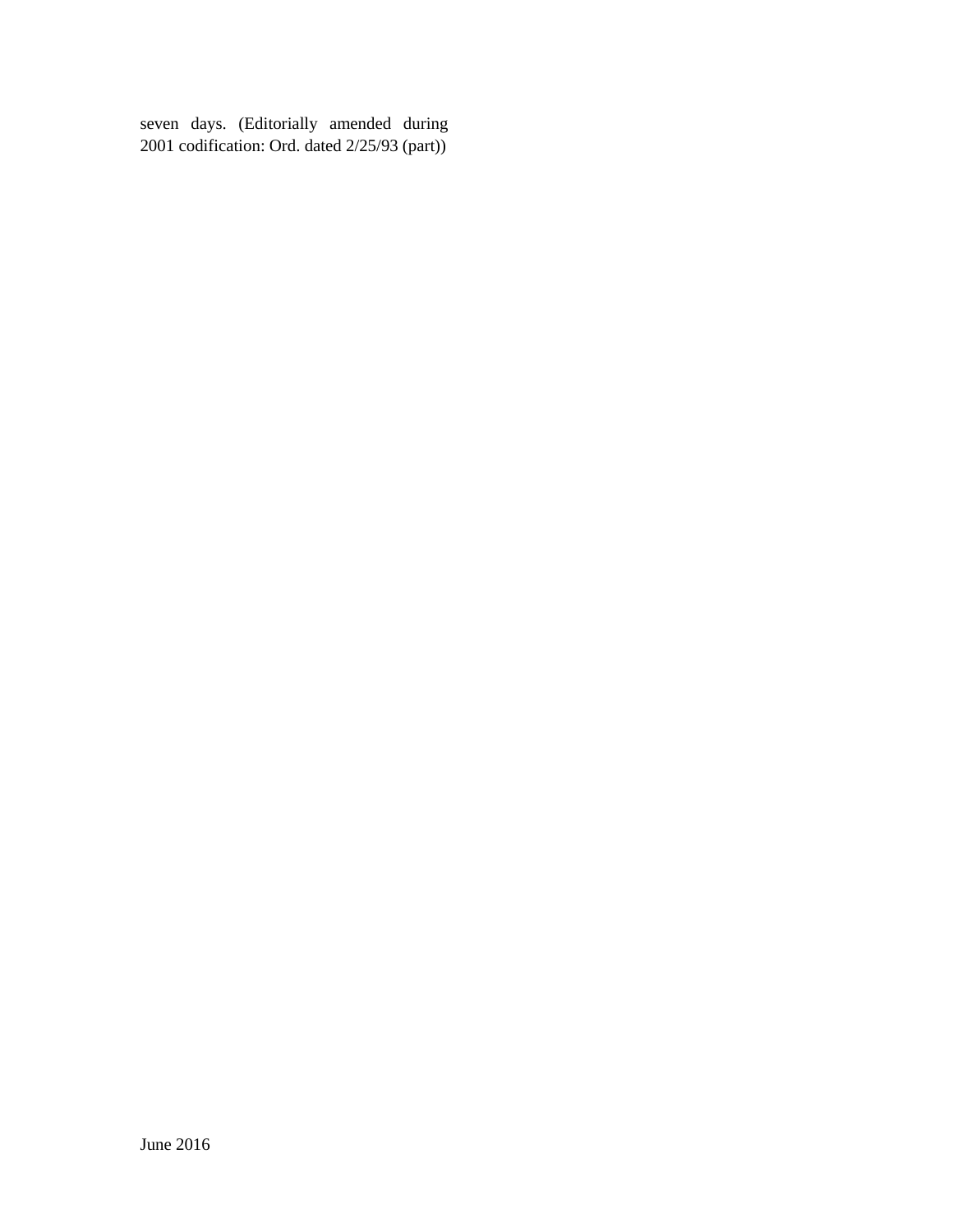seven days. (Editorially amended during 2001 codification: Ord. dated 2/25/93 (part))